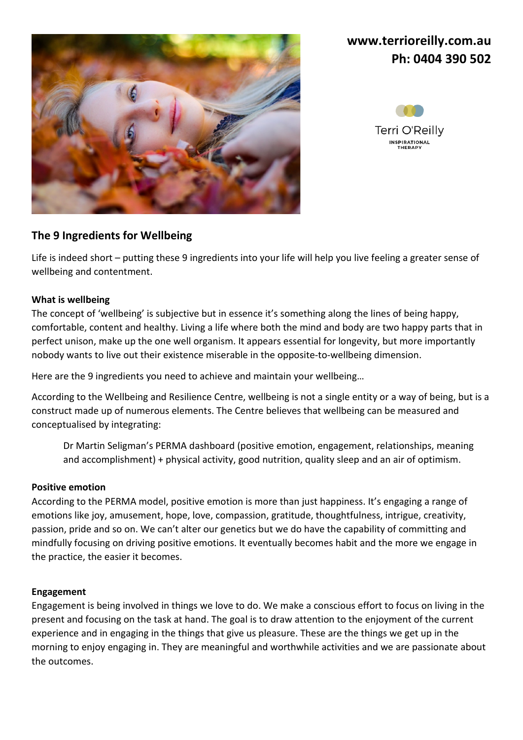**www.terrioreilly.com.au**
**Ph: 0404 390 502**

Terri O'Reilly
INSPIRATIONAL THERAPY

## The 9 Ingredients for Wellbeing

Life is indeed short – putting these 9 ingredients into your life will help you live feeling a greater sense of wellbeing and contentment.

**What is wellbeing**

The concept of 'wellbeing' is subjective but in essence it's something along the lines of being happy, comfortable, content and healthy. Living a life where both the mind and body are two happy parts that in perfect unison, make up the one well organism. It appears essential for longevity, but more importantly nobody wants to live out their existence miserable in the opposite-to-wellbeing dimension.

Here are the 9 ingredients you need to achieve and maintain your wellbeing…

According to the Wellbeing and Resilience Centre, wellbeing is not a single entity or a way of being, but is a construct made up of numerous elements. The Centre believes that wellbeing can be measured and conceptualised by integrating:

> Dr Martin Seligman's PERMA dashboard (positive emotion, engagement, relationships, meaning and accomplishment) + physical activity, good nutrition, quality sleep and an air of optimism.

**Positive emotion**

According to the PERMA model, positive emotion is more than just happiness. It's engaging a range of emotions like joy, amusement, hope, love, compassion, gratitude, thoughtfulness, intrigue, creativity, passion, pride and so on. We can't alter our genetics but we do have the capability of committing and mindfully focusing on driving positive emotions. It eventually becomes habit and the more we engage in the practice, the easier it becomes.

**Engagement**

Engagement is being involved in things we love to do. We make a conscious effort to focus on living in the present and focusing on the task at hand. The goal is to draw attention to the enjoyment of the current experience and in engaging in the things that give us pleasure. These are the things we get up in the morning to enjoy engaging in. They are meaningful and worthwhile activities and we are passionate about the outcomes.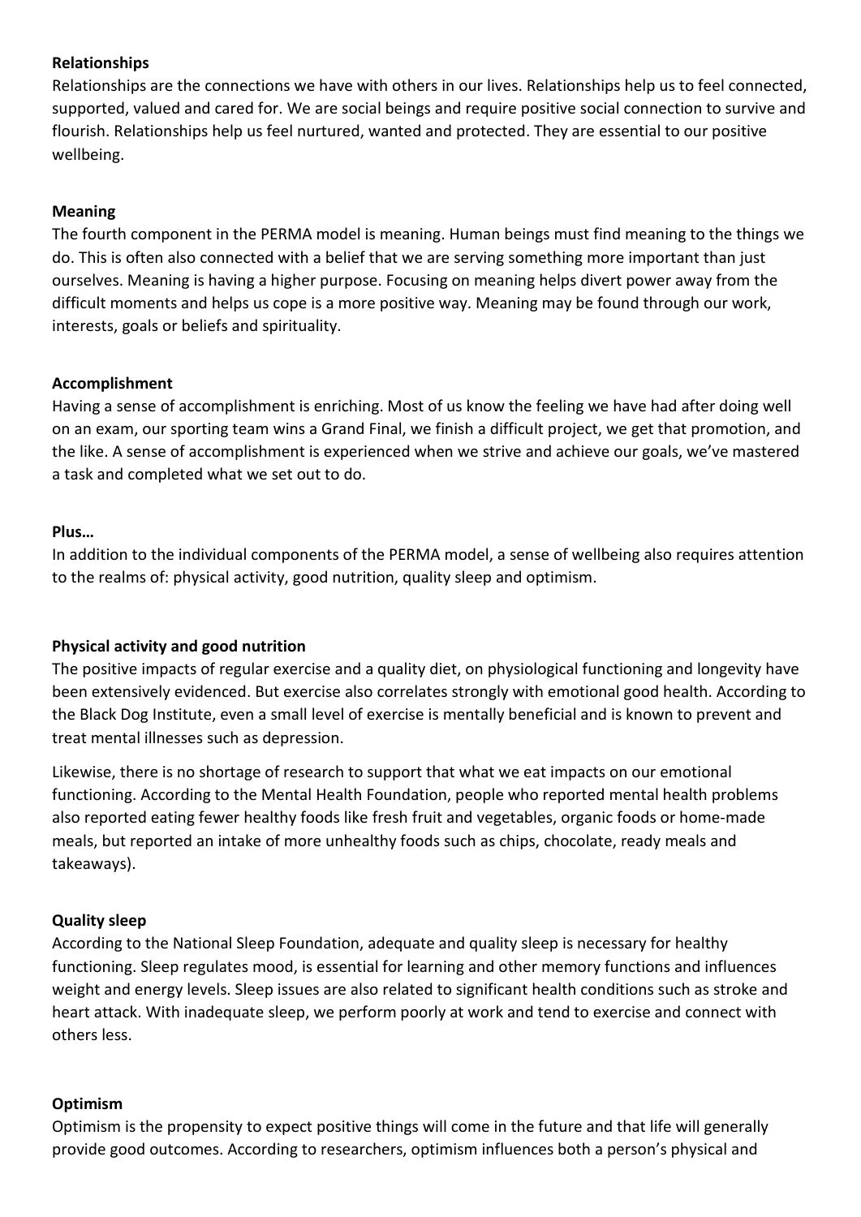**Relationships**

Relationships are the connections we have with others in our lives. Relationships help us to feel connected, supported, valued and cared for. We are social beings and require positive social connection to survive and flourish. Relationships help us feel nurtured, wanted and protected. They are essential to our positive wellbeing.

**Meaning**

The fourth component in the PERMA model is meaning. Human beings must find meaning to the things we do. This is often also connected with a belief that we are serving something more important than just ourselves. Meaning is having a higher purpose. Focusing on meaning helps divert power away from the difficult moments and helps us cope is a more positive way. Meaning may be found through our work, interests, goals or beliefs and spirituality.

**Accomplishment**

Having a sense of accomplishment is enriching. Most of us know the feeling we have had after doing well on an exam, our sporting team wins a Grand Final, we finish a difficult project, we get that promotion, and the like. A sense of accomplishment is experienced when we strive and achieve our goals, we've mastered a task and completed what we set out to do.

**Plus…**

In addition to the individual components of the PERMA model, a sense of wellbeing also requires attention to the realms of: physical activity, good nutrition, quality sleep and optimism.

**Physical activity and good nutrition**

The positive impacts of regular exercise and a quality diet, on physiological functioning and longevity have been extensively evidenced. But exercise also correlates strongly with emotional good health. According to the Black Dog Institute, even a small level of exercise is mentally beneficial and is known to prevent and treat mental illnesses such as depression.

Likewise, there is no shortage of research to support that what we eat impacts on our emotional functioning. According to the Mental Health Foundation, people who reported mental health problems also reported eating fewer healthy foods like fresh fruit and vegetables, organic foods or home-made meals, but reported an intake of more unhealthy foods such as chips, chocolate, ready meals and takeaways).

**Quality sleep**

According to the National Sleep Foundation, adequate and quality sleep is necessary for healthy functioning. Sleep regulates mood, is essential for learning and other memory functions and influences weight and energy levels. Sleep issues are also related to significant health conditions such as stroke and heart attack. With inadequate sleep, we perform poorly at work and tend to exercise and connect with others less.

**Optimism**

Optimism is the propensity to expect positive things will come in the future and that life will generally provide good outcomes. According to researchers, optimism influences both a person's physical and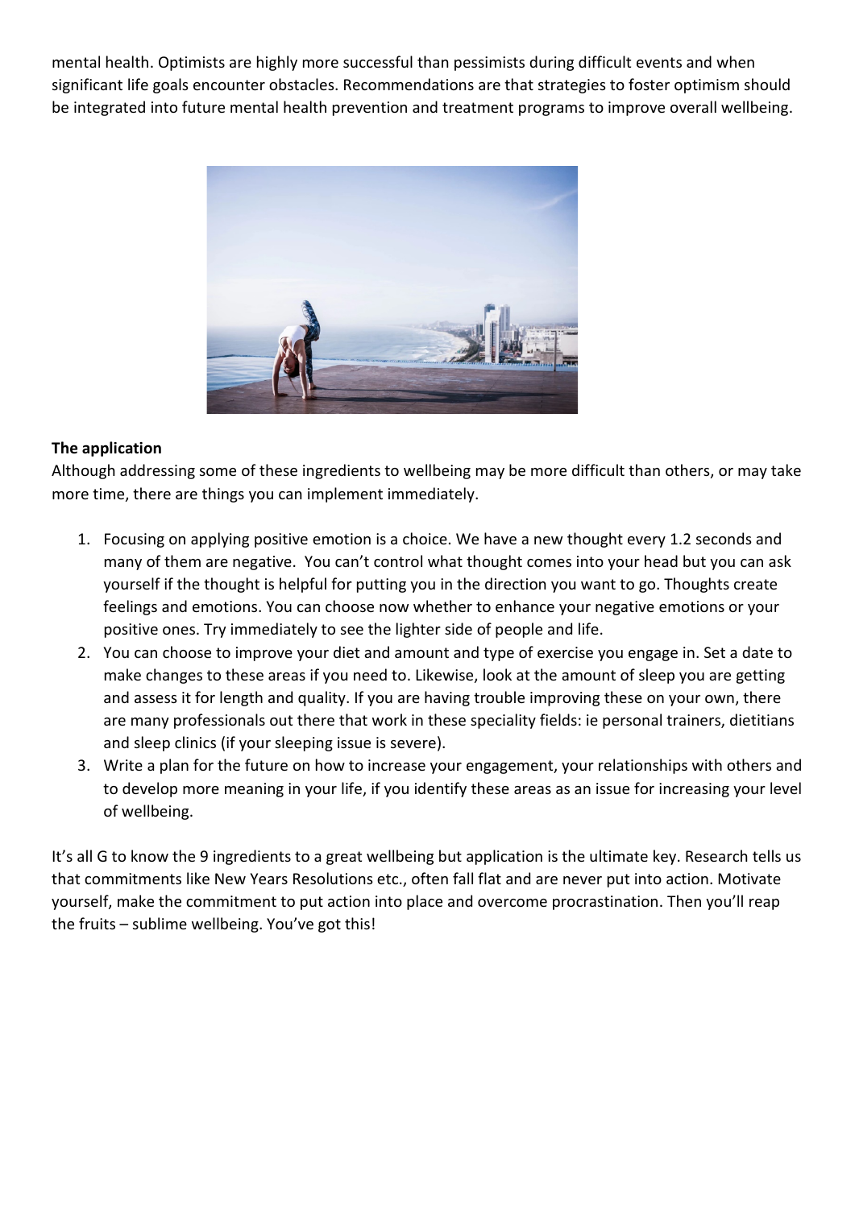mental health. Optimists are highly more successful than pessimists during difficult events and when significant life goals encounter obstacles. Recommendations are that strategies to foster optimism should be integrated into future mental health prevention and treatment programs to improve overall wellbeing.

**The application**

Although addressing some of these ingredients to wellbeing may be more difficult than others, or may take more time, there are things you can implement immediately.

1. Focusing on applying positive emotion is a choice. We have a new thought every 1.2 seconds and many of them are negative. You can't control what thought comes into your head but you can ask yourself if the thought is helpful for putting you in the direction you want to go. Thoughts create feelings and emotions. You can choose now whether to enhance your negative emotions or your positive ones. Try immediately to see the lighter side of people and life.
2. You can choose to improve your diet and amount and type of exercise you engage in. Set a date to make changes to these areas if you need to. Likewise, look at the amount of sleep you are getting and assess it for length and quality. If you are having trouble improving these on your own, there are many professionals out there that work in these speciality fields: ie personal trainers, dietitians and sleep clinics (if your sleeping issue is severe).
3. Write a plan for the future on how to increase your engagement, your relationships with others and to develop more meaning in your life, if you identify these areas as an issue for increasing your level of wellbeing.

It's all G to know the 9 ingredients to a great wellbeing but application is the ultimate key. Research tells us that commitments like New Years Resolutions etc., often fall flat and are never put into action. Motivate yourself, make the commitment to put action into place and overcome procrastination. Then you'll reap the fruits – sublime wellbeing. You've got this!